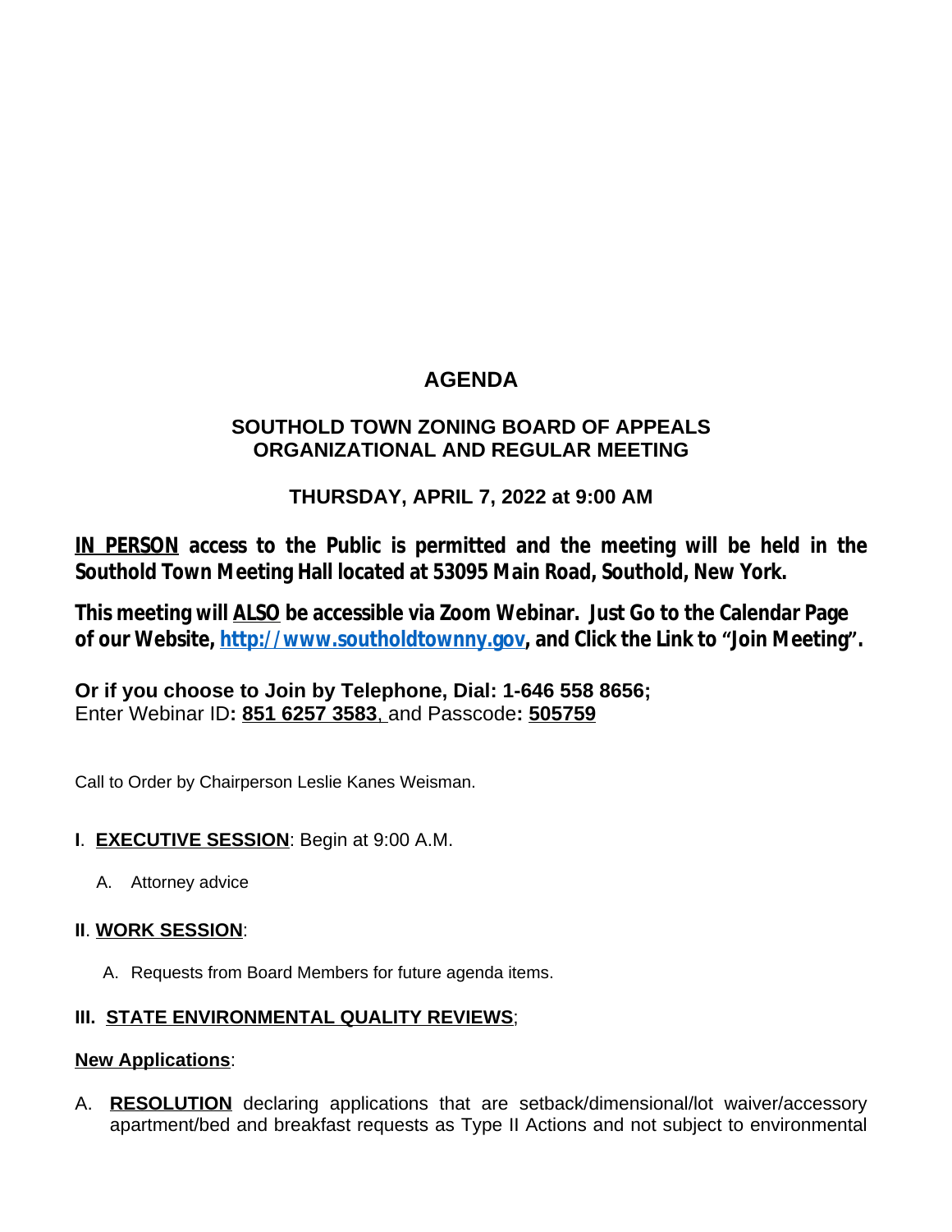# AGENDA

## SOUTHOLD TOWN ZONING BOARD OF APPEALS
## ORGANIZATIONAL AND REGULAR MEETING

### THURSDAY, APRIL 7, 2022 at 9:00 AM

**IN PERSON access to the Public is permitted and the meeting will be held in the Southold Town Meeting Hall located at 53095 Main Road, Southold, New York.**

**This meeting will ALSO be accessible via Zoom Webinar. Just Go to the Calendar Page of our Website, http://www.southoldtownny.gov, and Click the Link to "Join Meeting".**

**Or if you choose to Join by Telephone, Dial: 1-646 558 8656;**
Enter Webinar ID**: 851 6257 3583**, and Passcode**: 505759**

Call to Order by Chairperson Leslie Kanes Weisman.

**I**. **EXECUTIVE SESSION**: Begin at 9:00 A.M.

A. Attorney advice

**II**. **WORK SESSION**:

A. Requests from Board Members for future agenda items.

**III. STATE ENVIRONMENTAL QUALITY REVIEWS**;

**New Applications**:

A. **RESOLUTION** declaring applications that are setback/dimensional/lot waiver/accessory apartment/bed and breakfast requests as Type II Actions and not subject to environmental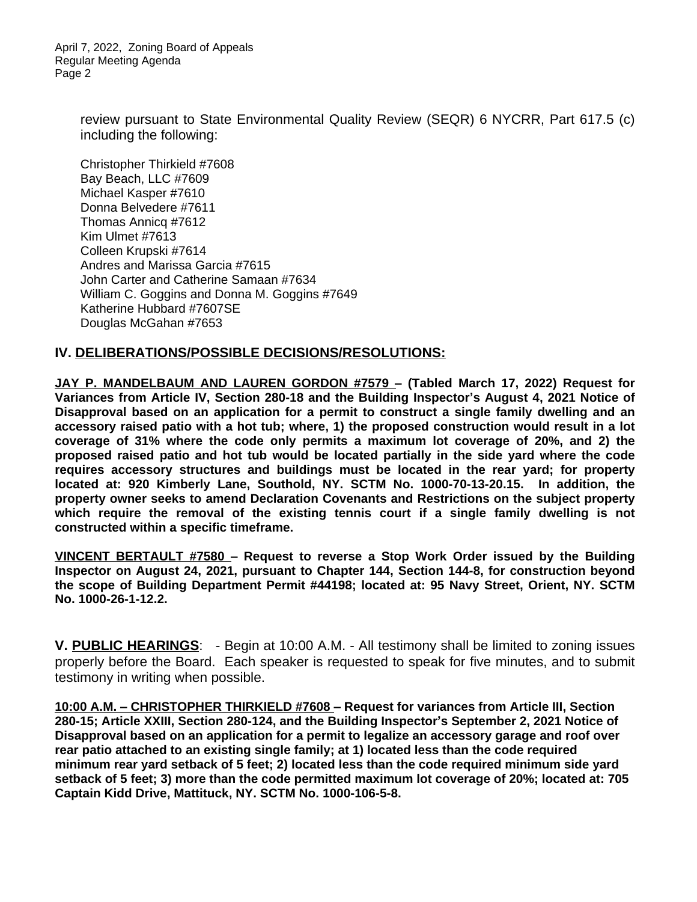review pursuant to State Environmental Quality Review (SEQR) 6 NYCRR, Part 617.5 (c) including the following:

Christopher Thirkield #7608
Bay Beach, LLC #7609
Michael Kasper #7610
Donna Belvedere #7611
Thomas Annicq #7612
Kim Ulmet #7613
Colleen Krupski #7614
Andres and Marissa Garcia #7615
John Carter and Catherine Samaan #7634
William C. Goggins and Donna M. Goggins #7649
Katherine Hubbard #7607SE
Douglas McGahan #7653

## IV. DELIBERATIONS/POSSIBLE DECISIONS/RESOLUTIONS:

**JAY P. MANDELBAUM AND LAUREN GORDON #7579 – (Tabled March 17, 2022) Request for Variances from Article IV, Section 280-18 and the Building Inspector's August 4, 2021 Notice of Disapproval based on an application for a permit to construct a single family dwelling and an accessory raised patio with a hot tub; where, 1) the proposed construction would result in a lot coverage of 31% where the code only permits a maximum lot coverage of 20%, and 2) the proposed raised patio and hot tub would be located partially in the side yard where the code requires accessory structures and buildings must be located in the rear yard; for property located at: 920 Kimberly Lane, Southold, NY. SCTM No. 1000-70-13-20.15. In addition, the property owner seeks to amend Declaration Covenants and Restrictions on the subject property which require the removal of the existing tennis court if a single family dwelling is not constructed within a specific timeframe.**

**VINCENT BERTAULT #7580 – Request to reverse a Stop Work Order issued by the Building Inspector on August 24, 2021, pursuant to Chapter 144, Section 144-8, for construction beyond the scope of Building Department Permit #44198; located at: 95 Navy Street, Orient, NY. SCTM No. 1000-26-1-12.2.**

## V. PUBLIC HEARINGS:

- Begin at 10:00 A.M. - All testimony shall be limited to zoning issues properly before the Board. Each speaker is requested to speak for five minutes, and to submit testimony in writing when possible.

**10:00 A.M. – CHRISTOPHER THIRKIELD #7608 – Request for variances from Article III, Section 280-15; Article XXIII, Section 280-124, and the Building Inspector's September 2, 2021 Notice of Disapproval based on an application for a permit to legalize an accessory garage and roof over rear patio attached to an existing single family; at 1) located less than the code required minimum rear yard setback of 5 feet; 2) located less than the code required minimum side yard setback of 5 feet; 3) more than the code permitted maximum lot coverage of 20%; located at: 705 Captain Kidd Drive, Mattituck, NY. SCTM No. 1000-106-5-8.**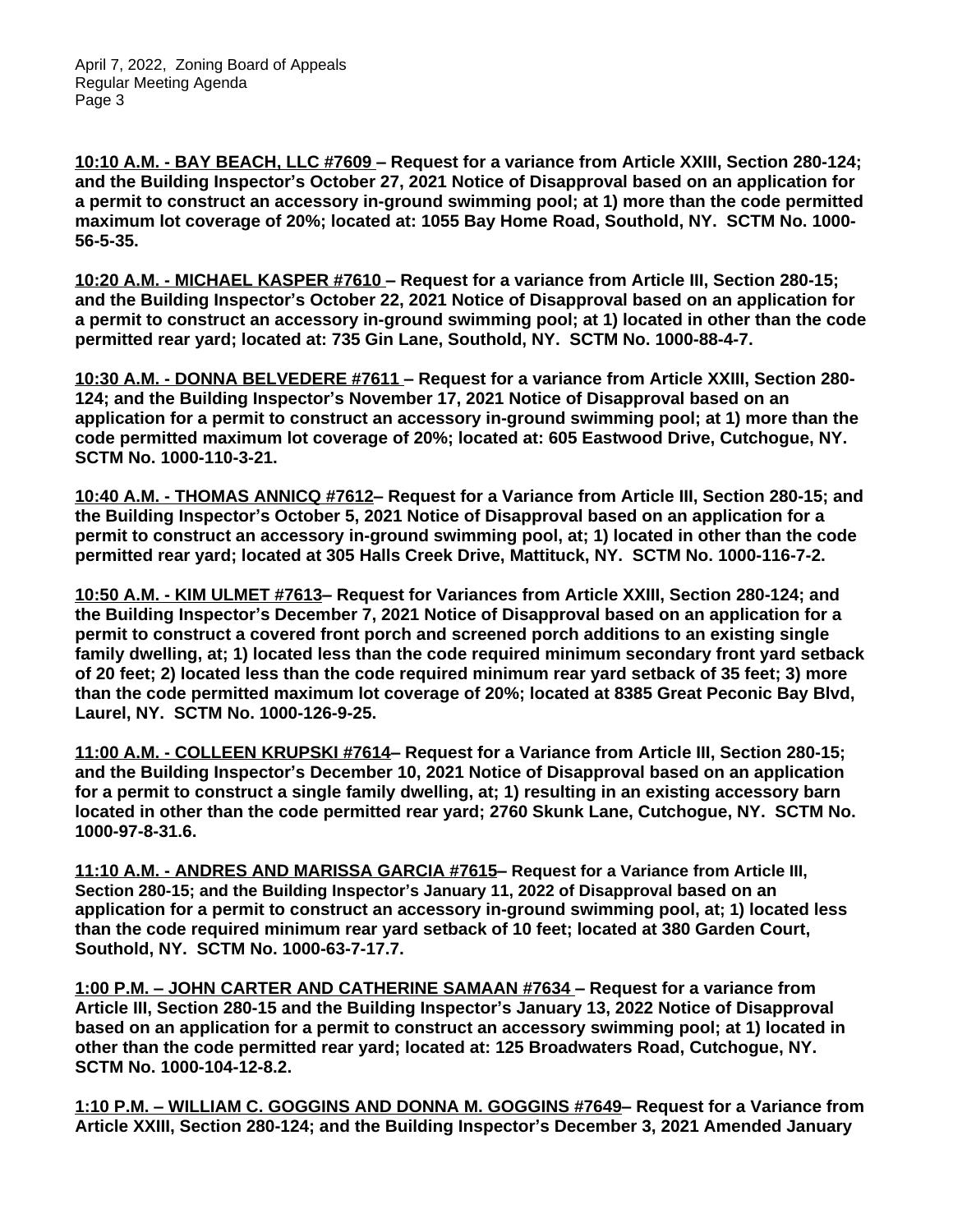**<u>10:10 A.M. - BAY BEACH, LLC #7609</u> – Request for a variance from Article XXIII, Section 280-124; and the Building Inspector's October 27, 2021 Notice of Disapproval based on an application for a permit to construct an accessory in-ground swimming pool; at 1) more than the code permitted maximum lot coverage of 20%; located at: 1055 Bay Home Road, Southold, NY. SCTM No. 1000-56-5-35.**

**<u>10:20 A.M. - MICHAEL KASPER #7610</u> – Request for a variance from Article III, Section 280-15; and the Building Inspector's October 22, 2021 Notice of Disapproval based on an application for a permit to construct an accessory in-ground swimming pool; at 1) located in other than the code permitted rear yard; located at: 735 Gin Lane, Southold, NY. SCTM No. 1000-88-4-7.**

**<u>10:30 A.M. - DONNA BELVEDERE #7611</u> – Request for a variance from Article XXIII, Section 280-124; and the Building Inspector's November 17, 2021 Notice of Disapproval based on an application for a permit to construct an accessory in-ground swimming pool; at 1) more than the code permitted maximum lot coverage of 20%; located at: 605 Eastwood Drive, Cutchogue, NY. SCTM No. 1000-110-3-21.**

**<u>10:40 A.M. - THOMAS ANNICQ #7612</u>– Request for a Variance from Article III, Section 280-15; and the Building Inspector's October 5, 2021 Notice of Disapproval based on an application for a permit to construct an accessory in-ground swimming pool, at; 1) located in other than the code permitted rear yard; located at 305 Halls Creek Drive, Mattituck, NY. SCTM No. 1000-116-7-2.**

**<u>10:50 A.M. - KIM ULMET #7613</u>– Request for Variances from Article XXIII, Section 280-124; and the Building Inspector's December 7, 2021 Notice of Disapproval based on an application for a permit to construct a covered front porch and screened porch additions to an existing single family dwelling, at; 1) located less than the code required minimum secondary front yard setback of 20 feet; 2) located less than the code required minimum rear yard setback of 35 feet; 3) more than the code permitted maximum lot coverage of 20%; located at 8385 Great Peconic Bay Blvd, Laurel, NY. SCTM No. 1000-126-9-25.**

**<u>11:00 A.M. - COLLEEN KRUPSKI #7614</u>– Request for a Variance from Article III, Section 280-15; and the Building Inspector's December 10, 2021 Notice of Disapproval based on an application for a permit to construct a single family dwelling, at; 1) resulting in an existing accessory barn located in other than the code permitted rear yard; 2760 Skunk Lane, Cutchogue, NY. SCTM No. 1000-97-8-31.6.**

**<u>11:10 A.M. - ANDRES AND MARISSA GARCIA #7615</u>– Request for a Variance from Article III, Section 280-15; and the Building Inspector's January 11, 2022 of Disapproval based on an application for a permit to construct an accessory in-ground swimming pool, at; 1) located less than the code required minimum rear yard setback of 10 feet; located at 380 Garden Court, Southold, NY. SCTM No. 1000-63-7-17.7.**

**<u>1:00 P.M. – JOHN CARTER AND CATHERINE SAMAAN #7634</u> – Request for a variance from Article III, Section 280-15 and the Building Inspector's January 13, 2022 Notice of Disapproval based on an application for a permit to construct an accessory swimming pool; at 1) located in other than the code permitted rear yard; located at: 125 Broadwaters Road, Cutchogue, NY. SCTM No. 1000-104-12-8.2.**

**<u>1:10 P.M. – WILLIAM C. GOGGINS AND DONNA M. GOGGINS #7649</u>– Request for a Variance from Article XXIII, Section 280-124; and the Building Inspector's December 3, 2021 Amended January**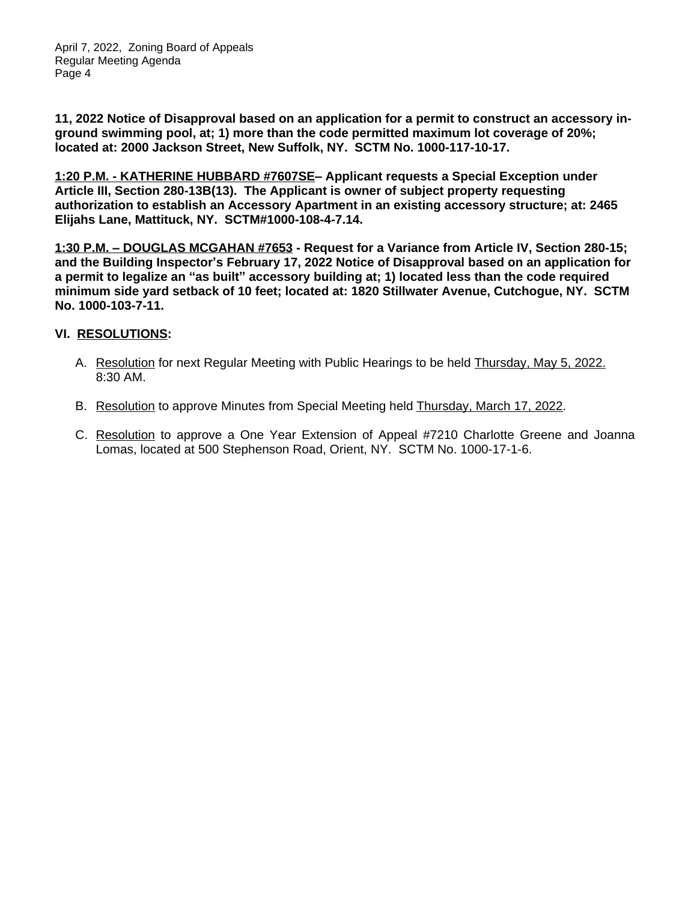**11, 2022 Notice of Disapproval based on an application for a permit to construct an accessory in-ground swimming pool, at; 1) more than the code permitted maximum lot coverage of 20%; located at: 2000 Jackson Street, New Suffolk, NY. SCTM No. 1000-117-10-17.**

**<u>1:20 P.M. - KATHERINE HUBBARD #7607SE</u>– Applicant requests a Special Exception under Article III, Section 280-13B(13). The Applicant is owner of subject property requesting authorization to establish an Accessory Apartment in an existing accessory structure; at: 2465 Elijahs Lane, Mattituck, NY. SCTM#1000-108-4-7.14.**

**<u>1:30 P.M. – DOUGLAS MCGAHAN #7653</u> - Request for a Variance from Article IV, Section 280-15; and the Building Inspector's February 17, 2022 Notice of Disapproval based on an application for a permit to legalize an "as built" accessory building at; 1) located less than the code required minimum side yard setback of 10 feet; located at: 1820 Stillwater Avenue, Cutchogue, NY. SCTM No. 1000-103-7-11.**

## VI. <u>RESOLUTIONS</u>:

A. <u>Resolution</u> for next Regular Meeting with Public Hearings to be held <u>Thursday, May 5, 2022.</u> 8:30 AM.

B. <u>Resolution</u> to approve Minutes from Special Meeting held <u>Thursday, March 17, 2022</u>.

C. <u>Resolution</u> to approve a One Year Extension of Appeal #7210 Charlotte Greene and Joanna Lomas, located at 500 Stephenson Road, Orient, NY. SCTM No. 1000-17-1-6.